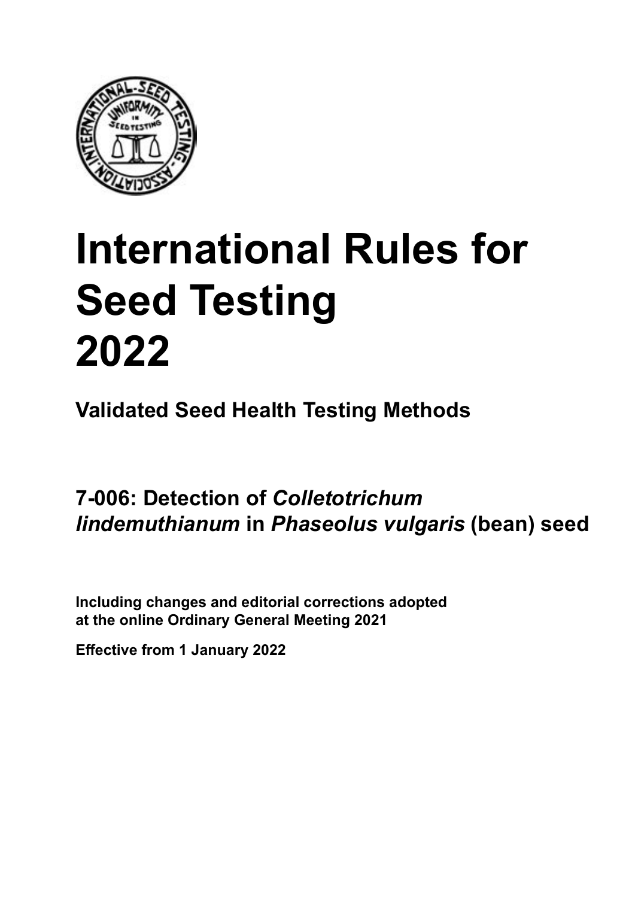# International Rules for Seed Testing 2022

## Validated Seed Health Testing Methods

## 7-006: Detection of *Colletotrichum lindemuthianum* in *Phaseolus vulgaris* (bean) seed

**Including changes and editorial corrections adopted at the online Ordinary General Meeting 2021**

**Effective from 1 January 2022**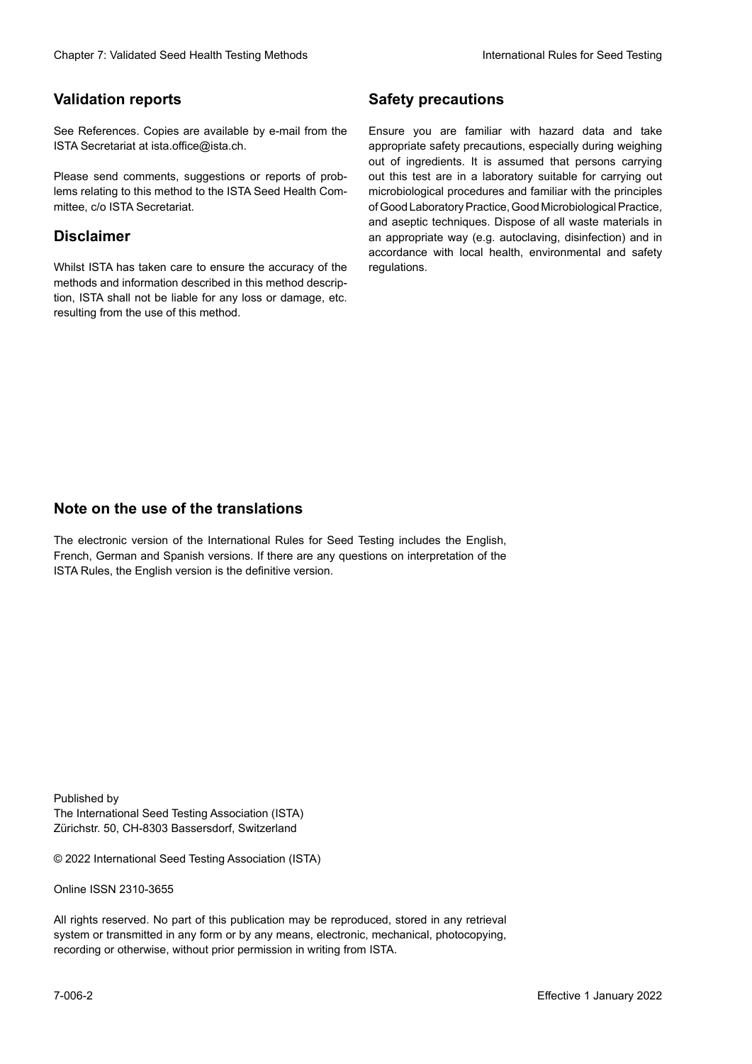## Validation reports

See References. Copies are available by e-mail from the ISTA Secretariat at ista.office@ista.ch.

Please send comments, suggestions or reports of problems relating to this method to the ISTA Seed Health Committee, c/o ISTA Secretariat.

## Disclaimer

Whilst ISTA has taken care to ensure the accuracy of the methods and information described in this method description, ISTA shall not be liable for any loss or damage, etc. resulting from the use of this method.

## Safety precautions

Ensure you are familiar with hazard data and take appropriate safety precautions, especially during weighing out of ingredients. It is assumed that persons carrying out this test are in a laboratory suitable for carrying out microbiological procedures and familiar with the principles of Good Laboratory Practice, Good Microbiological Practice, and aseptic techniques. Dispose of all waste materials in an appropriate way (e.g. autoclaving, disinfection) and in accordance with local health, environmental and safety regulations.

## Note on the use of the translations

The electronic version of the International Rules for Seed Testing includes the English, French, German and Spanish versions. If there are any questions on interpretation of the ISTA Rules, the English version is the definitive version.

Published by
The International Seed Testing Association (ISTA)
Zürichstr. 50, CH-8303 Bassersdorf, Switzerland

© 2022 International Seed Testing Association (ISTA)

Online ISSN 2310-3655

All rights reserved. No part of this publication may be reproduced, stored in any retrieval system or transmitted in any form or by any means, electronic, mechanical, photocopying, recording or otherwise, without prior permission in writing from ISTA.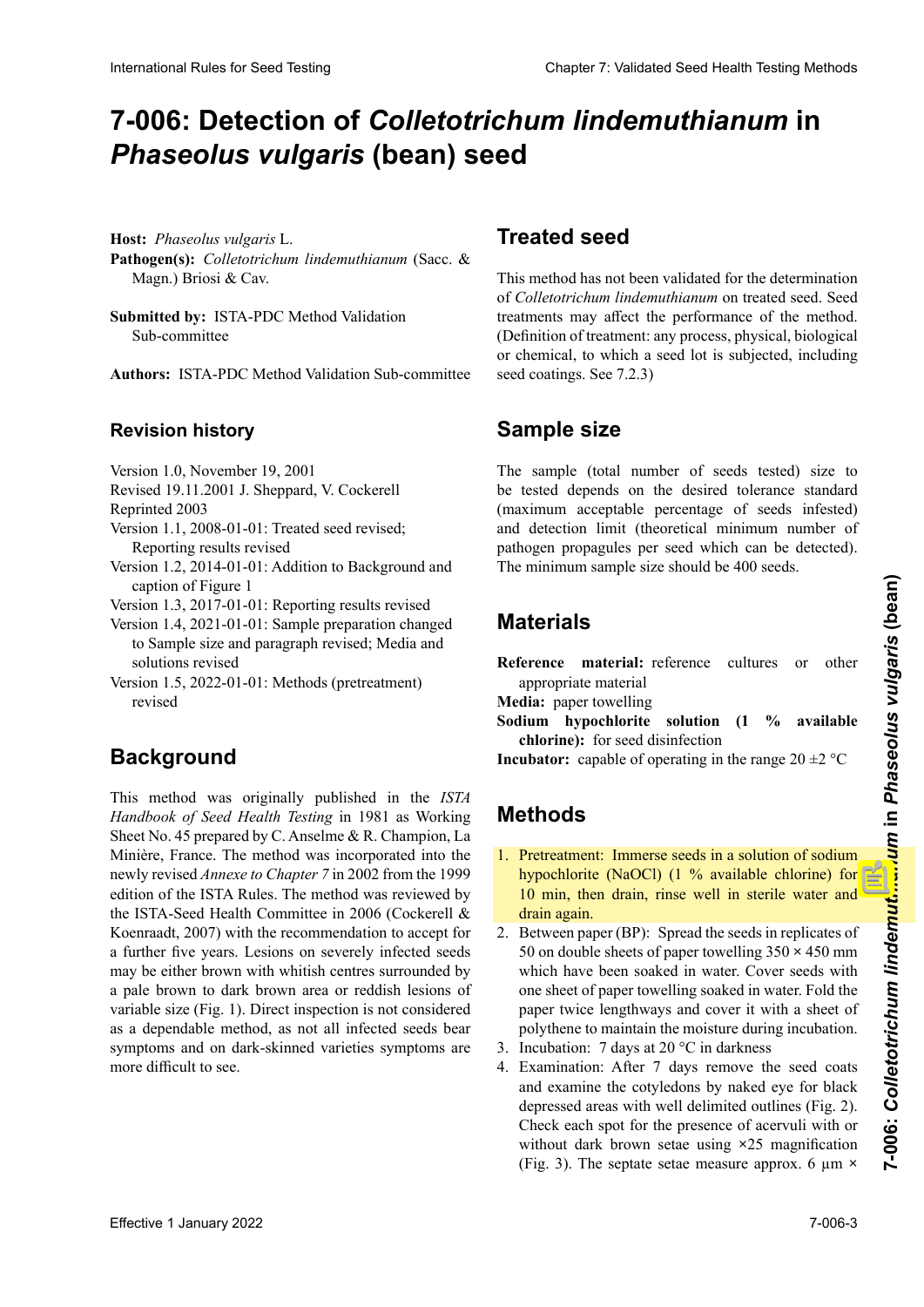# 7-006: Detection of *Colletotrichum lindemuthianum* in *Phaseolus vulgaris* (bean) seed

**Host:** *Phaseolus vulgaris* L.

**Pathogen(s):** *Colletotrichum lindemuthianum* (Sacc. & Magn.) Briosi & Cav.

**Submitted by:** ISTA-PDC Method Validation Sub-committee

**Authors:** ISTA-PDC Method Validation Sub-committee

## Revision history

Version 1.0, November 19, 2001
Revised 19.11.2001 J. Sheppard, V. Cockerell
Reprinted 2003
Version 1.1, 2008-01-01: Treated seed revised; Reporting results revised
Version 1.2, 2014-01-01: Addition to Background and caption of Figure 1
Version 1.3, 2017-01-01: Reporting results revised
Version 1.4, 2021-01-01: Sample preparation changed to Sample size and paragraph revised; Media and solutions revised
Version 1.5, 2022-01-01: Methods (pretreatment) revised

## Background

This method was originally published in the *ISTA Handbook of Seed Health Testing* in 1981 as Working Sheet No. 45 prepared by C. Anselme & R. Champion, La Minière, France. The method was incorporated into the newly revised *Annexe to Chapter 7* in 2002 from the 1999 edition of the ISTA Rules. The method was reviewed by the ISTA-Seed Health Committee in 2006 (Cockerell & Koenraadt, 2007) with the recommendation to accept for a further five years. Lesions on severely infected seeds may be either brown with whitish centres surrounded by a pale brown to dark brown area or reddish lesions of variable size (Fig. 1). Direct inspection is not considered as a dependable method, as not all infected seeds bear symptoms and on dark-skinned varieties symptoms are more difficult to see.

## Treated seed

This method has not been validated for the determination of *Colletotrichum lindemuthianum* on treated seed. Seed treatments may affect the performance of the method. (Definition of treatment: any process, physical, biological or chemical, to which a seed lot is subjected, including seed coatings. See 7.2.3)

## Sample size

The sample (total number of seeds tested) size to be tested depends on the desired tolerance standard (maximum acceptable percentage of seeds infested) and detection limit (theoretical minimum number of pathogen propagules per seed which can be detected). The minimum sample size should be 400 seeds.

## Materials

**Reference material:** reference cultures or other appropriate material

**Media:** paper towelling

**Sodium hypochlorite solution (1 % available chlorine):** for seed disinfection

**Incubator:** capable of operating in the range 20 ±2 °C

## Methods

1. Pretreatment: Immerse seeds in a solution of sodium hypochlorite (NaOCl) (1 % available chlorine) for 10 min, then drain, rinse well in sterile water and drain again.
2. Between paper (BP): Spread the seeds in replicates of 50 on double sheets of paper towelling 350 × 450 mm which have been soaked in water. Cover seeds with one sheet of paper towelling soaked in water. Fold the paper twice lengthways and cover it with a sheet of polythene to maintain the moisture during incubation.
3. Incubation: 7 days at 20 °C in darkness
4. Examination: After 7 days remove the seed coats and examine the cotyledons by naked eye for black depressed areas with well delimited outlines (Fig. 2). Check each spot for the presence of acervuli with or without dark brown setae using ×25 magnification (Fig. 3). The septate setae measure approx. 6 µm ×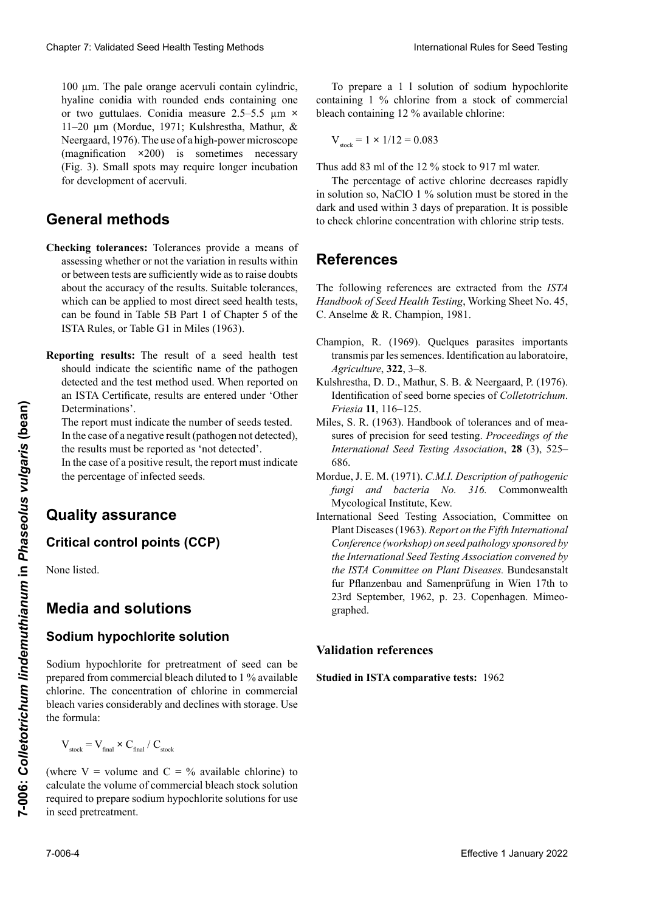100 µm. The pale orange acervuli contain cylindric, hyaline conidia with rounded ends containing one or two guttulaes. Conidia measure 2.5–5.5 µm × 11–20 µm (Mordue, 1971; Kulshrestha, Mathur, & Neergaard, 1976). The use of a high-power microscope (magnification ×200) is sometimes necessary (Fig. 3). Small spots may require longer incubation for development of acervuli.

## General methods

**Checking tolerances:** Tolerances provide a means of assessing whether or not the variation in results within or between tests are sufficiently wide as to raise doubts about the accuracy of the results. Suitable tolerances, which can be applied to most direct seed health tests, can be found in Table 5B Part 1 of Chapter 5 of the ISTA Rules, or Table G1 in Miles (1963).

**Reporting results:** The result of a seed health test should indicate the scientific name of the pathogen detected and the test method used. When reported on an ISTA Certificate, results are entered under 'Other Determinations'.

The report must indicate the number of seeds tested.

In the case of a negative result (pathogen not detected), the results must be reported as 'not detected'.

In the case of a positive result, the report must indicate the percentage of infected seeds.

## Quality assurance

### Critical control points (CCP)

None listed.

## Media and solutions

### Sodium hypochlorite solution

Sodium hypochlorite for pretreatment of seed can be prepared from commercial bleach diluted to 1 % available chlorine. The concentration of chlorine in commercial bleach varies considerably and declines with storage. Use the formula:

$$V_{stock} = V_{final} \times C_{final} / C_{stock}$$

(where V = volume and C = % available chlorine) to calculate the volume of commercial bleach stock solution required to prepare sodium hypochlorite solutions for use in seed pretreatment.

To prepare a 1 l solution of sodium hypochlorite containing 1 % chlorine from a stock of commercial bleach containing 12 % available chlorine:

$$V_{stock} = 1 \times 1/12 = 0.083$$

Thus add 83 ml of the 12 % stock to 917 ml water.

The percentage of active chlorine decreases rapidly in solution so, NaClO 1 % solution must be stored in the dark and used within 3 days of preparation. It is possible to check chlorine concentration with chlorine strip tests.

## References

The following references are extracted from the *ISTA Handbook of Seed Health Testing*, Working Sheet No. 45, C. Anselme & R. Champion, 1981.

Champion, R. (1969). Quelques parasites importants transmis par les semences. Identification au laboratoire, *Agriculture*, **322**, 3–8.

Kulshrestha, D. D., Mathur, S. B. & Neergaard, P. (1976). Identification of seed borne species of *Colletotrichum*. *Friesia* **11**, 116–125.

Miles, S. R. (1963). Handbook of tolerances and of measures of precision for seed testing. *Proceedings of the International Seed Testing Association*, **28** (3), 525–686.

Mordue, J. E. M. (1971). *C.M.I. Description of pathogenic fungi and bacteria No. 316.* Commonwealth Mycological Institute, Kew.

International Seed Testing Association, Committee on Plant Diseases (1963). *Report on the Fifth International Conference (workshop) on seed pathology sponsored by the International Seed Testing Association convened by the ISTA Committee on Plant Diseases.* Bundesanstalt fur Pflanzenbau and Samenprüfung in Wien 17th to 23rd September, 1962, p. 23. Copenhagen. Mimeographed.

### Validation references

**Studied in ISTA comparative tests:** 1962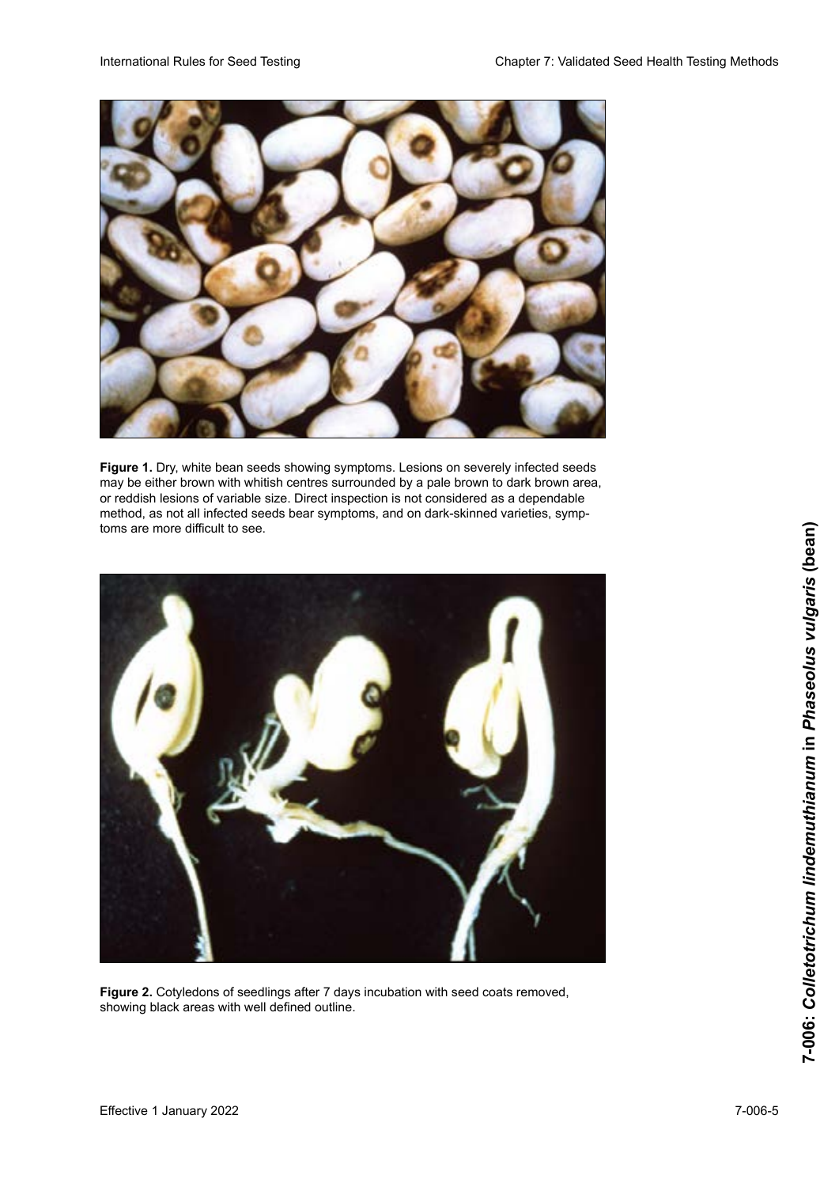**Figure 1.** Dry, white bean seeds showing symptoms. Lesions on severely infected seeds may be either brown with whitish centres surrounded by a pale brown to dark brown area, or reddish lesions of variable size. Direct inspection is not considered as a dependable method, as not all infected seeds bear symptoms, and on dark-skinned varieties, symptoms are more difficult to see.

**Figure 2.** Cotyledons of seedlings after 7 days incubation with seed coats removed, showing black areas with well defined outline.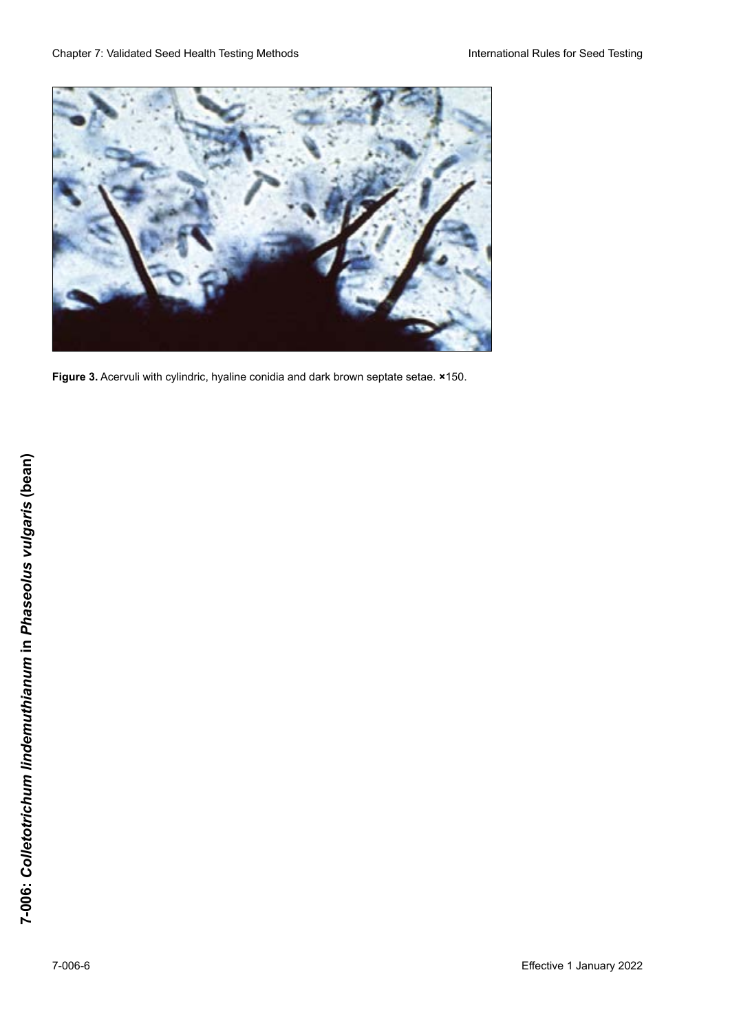**Figure 3.** Acervuli with cylindric, hyaline conidia and dark brown septate setae. ×150.